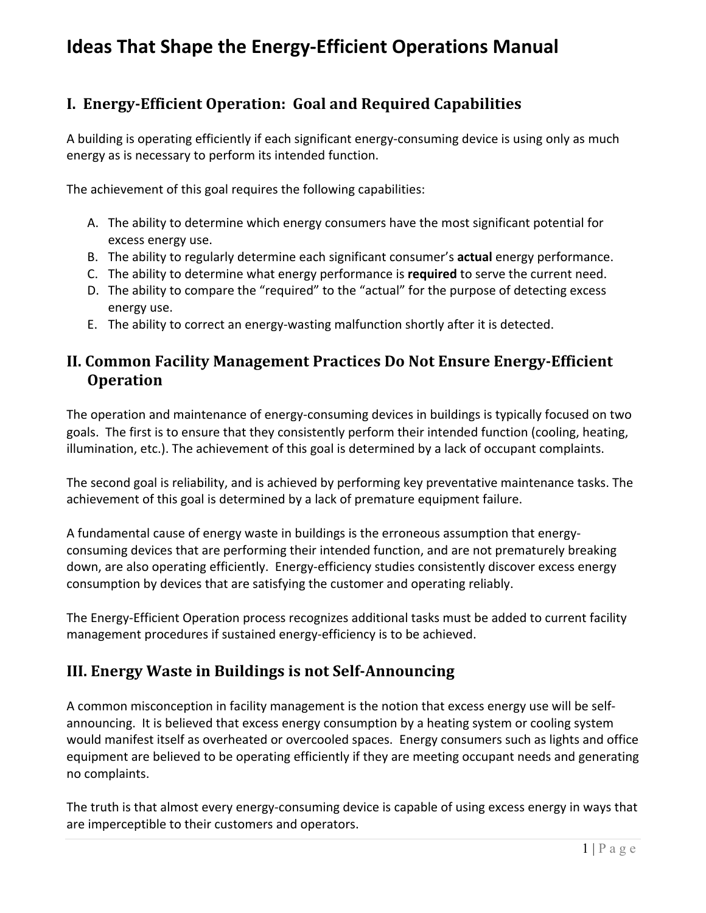# Ideas That Shape the Energy-Efficient Operations Manual

## I. Energy-Efficient Operation: Goal and Required Capabilities

A building is operating efficiently if each significant energy-consuming device is using only as much energy as is necessary to perform its intended function.

The achievement of this goal requires the following capabilities:

A. The ability to determine which energy consumers have the most significant potential for excess energy use.
B. The ability to regularly determine each significant consumer's **actual** energy performance.
C. The ability to determine what energy performance is **required** to serve the current need.
D. The ability to compare the "required" to the "actual" for the purpose of detecting excess energy use.
E. The ability to correct an energy-wasting malfunction shortly after it is detected.

## II. Common Facility Management Practices Do Not Ensure Energy-Efficient Operation

The operation and maintenance of energy-consuming devices in buildings is typically focused on two goals. The first is to ensure that they consistently perform their intended function (cooling, heating, illumination, etc.). The achievement of this goal is determined by a lack of occupant complaints.

The second goal is reliability, and is achieved by performing key preventative maintenance tasks. The achievement of this goal is determined by a lack of premature equipment failure.

A fundamental cause of energy waste in buildings is the erroneous assumption that energy-consuming devices that are performing their intended function, and are not prematurely breaking down, are also operating efficiently. Energy-efficiency studies consistently discover excess energy consumption by devices that are satisfying the customer and operating reliably.

The Energy-Efficient Operation process recognizes additional tasks must be added to current facility management procedures if sustained energy-efficiency is to be achieved.

## III. Energy Waste in Buildings is not Self-Announcing

A common misconception in facility management is the notion that excess energy use will be self-announcing. It is believed that excess energy consumption by a heating system or cooling system would manifest itself as overheated or overcooled spaces. Energy consumers such as lights and office equipment are believed to be operating efficiently if they are meeting occupant needs and generating no complaints.

The truth is that almost every energy-consuming device is capable of using excess energy in ways that are imperceptible to their customers and operators.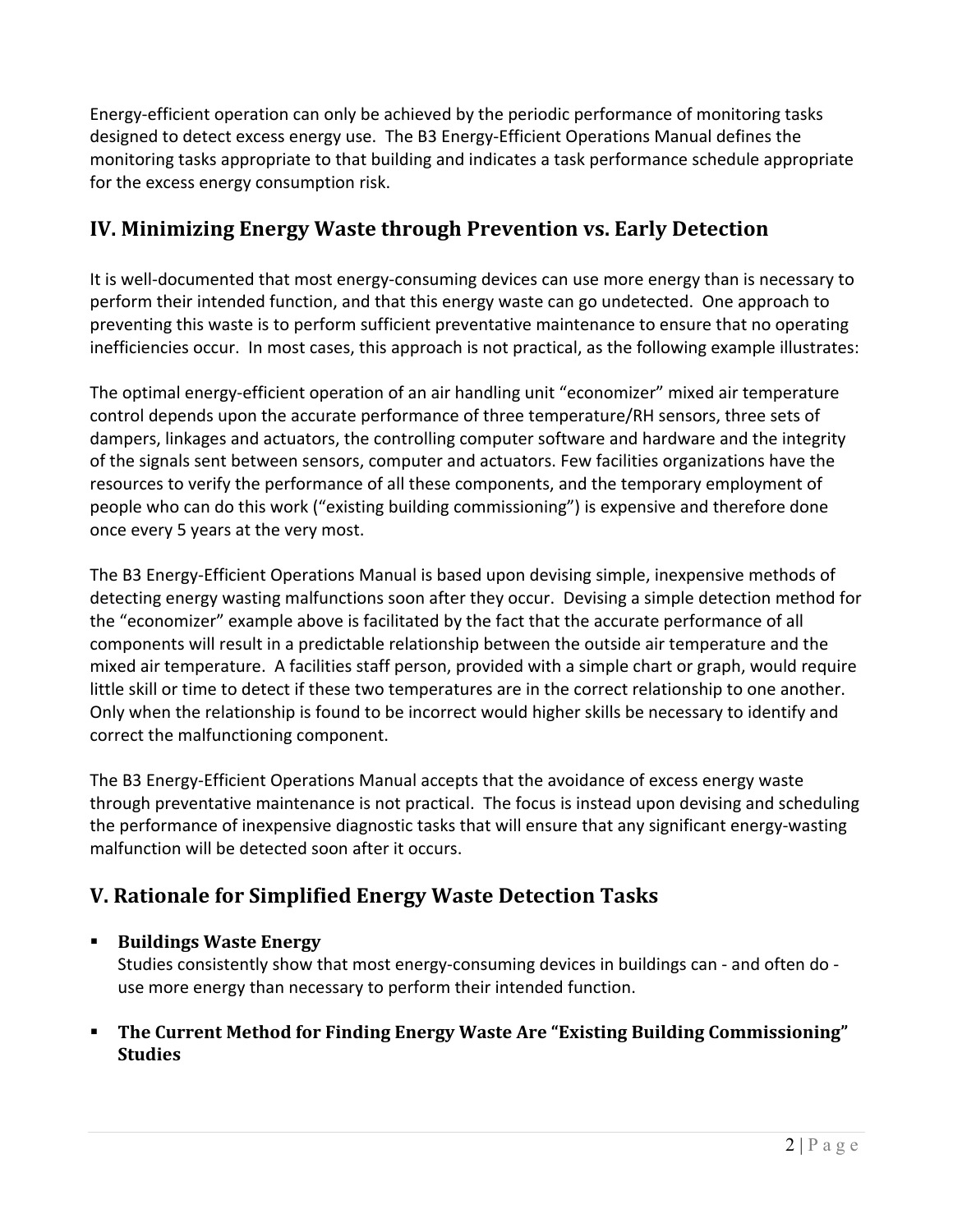Energy-efficient operation can only be achieved by the periodic performance of monitoring tasks designed to detect excess energy use. The B3 Energy-Efficient Operations Manual defines the monitoring tasks appropriate to that building and indicates a task performance schedule appropriate for the excess energy consumption risk.

## IV. Minimizing Energy Waste through Prevention vs. Early Detection

It is well-documented that most energy-consuming devices can use more energy than is necessary to perform their intended function, and that this energy waste can go undetected. One approach to preventing this waste is to perform sufficient preventative maintenance to ensure that no operating inefficiencies occur. In most cases, this approach is not practical, as the following example illustrates:

The optimal energy-efficient operation of an air handling unit "economizer" mixed air temperature control depends upon the accurate performance of three temperature/RH sensors, three sets of dampers, linkages and actuators, the controlling computer software and hardware and the integrity of the signals sent between sensors, computer and actuators. Few facilities organizations have the resources to verify the performance of all these components, and the temporary employment of people who can do this work ("existing building commissioning") is expensive and therefore done once every 5 years at the very most.

The B3 Energy-Efficient Operations Manual is based upon devising simple, inexpensive methods of detecting energy wasting malfunctions soon after they occur. Devising a simple detection method for the "economizer" example above is facilitated by the fact that the accurate performance of all components will result in a predictable relationship between the outside air temperature and the mixed air temperature. A facilities staff person, provided with a simple chart or graph, would require little skill or time to detect if these two temperatures are in the correct relationship to one another. Only when the relationship is found to be incorrect would higher skills be necessary to identify and correct the malfunctioning component.

The B3 Energy-Efficient Operations Manual accepts that the avoidance of excess energy waste through preventative maintenance is not practical. The focus is instead upon devising and scheduling the performance of inexpensive diagnostic tasks that will ensure that any significant energy-wasting malfunction will be detected soon after it occurs.

## V. Rationale for Simplified Energy Waste Detection Tasks

- **Buildings Waste Energy**
  Studies consistently show that most energy-consuming devices in buildings can - and often do - use more energy than necessary to perform their intended function.

- **The Current Method for Finding Energy Waste Are "Existing Building Commissioning" Studies**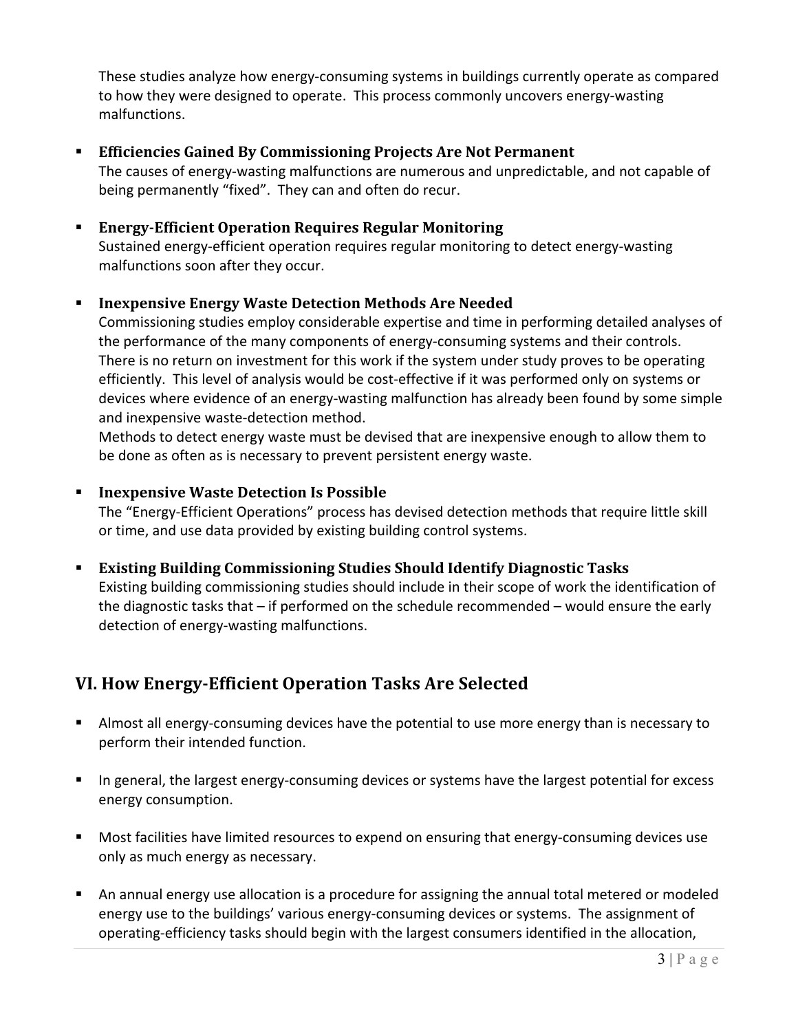These studies analyze how energy-consuming systems in buildings currently operate as compared to how they were designed to operate. This process commonly uncovers energy-wasting malfunctions.

- **Efficiencies Gained By Commissioning Projects Are Not Permanent**
  The causes of energy-wasting malfunctions are numerous and unpredictable, and not capable of being permanently "fixed". They can and often do recur.

- **Energy-Efficient Operation Requires Regular Monitoring**
  Sustained energy-efficient operation requires regular monitoring to detect energy-wasting malfunctions soon after they occur.

- **Inexpensive Energy Waste Detection Methods Are Needed**
  Commissioning studies employ considerable expertise and time in performing detailed analyses of the performance of the many components of energy-consuming systems and their controls. There is no return on investment for this work if the system under study proves to be operating efficiently. This level of analysis would be cost-effective if it was performed only on systems or devices where evidence of an energy-wasting malfunction has already been found by some simple and inexpensive waste-detection method.
  Methods to detect energy waste must be devised that are inexpensive enough to allow them to be done as often as is necessary to prevent persistent energy waste.

- **Inexpensive Waste Detection Is Possible**
  The "Energy-Efficient Operations" process has devised detection methods that require little skill or time, and use data provided by existing building control systems.

- **Existing Building Commissioning Studies Should Identify Diagnostic Tasks**
  Existing building commissioning studies should include in their scope of work the identification of the diagnostic tasks that – if performed on the schedule recommended – would ensure the early detection of energy-wasting malfunctions.

## VI. How Energy-Efficient Operation Tasks Are Selected

- Almost all energy-consuming devices have the potential to use more energy than is necessary to perform their intended function.

- In general, the largest energy-consuming devices or systems have the largest potential for excess energy consumption.

- Most facilities have limited resources to expend on ensuring that energy-consuming devices use only as much energy as necessary.

- An annual energy use allocation is a procedure for assigning the annual total metered or modeled energy use to the buildings' various energy-consuming devices or systems. The assignment of operating-efficiency tasks should begin with the largest consumers identified in the allocation,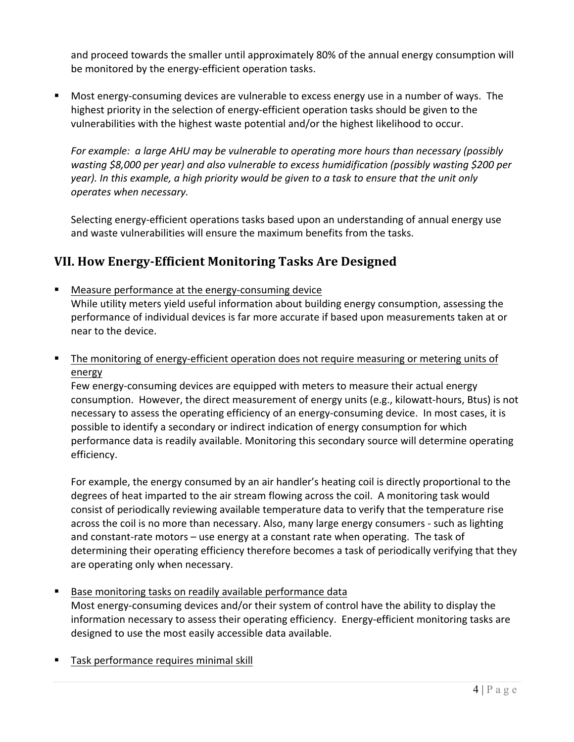and proceed towards the smaller until approximately 80% of the annual energy consumption will be monitored by the energy-efficient operation tasks.

- Most energy-consuming devices are vulnerable to excess energy use in a number of ways. The highest priority in the selection of energy-efficient operation tasks should be given to the vulnerabilities with the highest waste potential and/or the highest likelihood to occur.

  *For example: a large AHU may be vulnerable to operating more hours than necessary (possibly wasting $8,000 per year) and also vulnerable to excess humidification (possibly wasting $200 per year). In this example, a high priority would be given to a task to ensure that the unit only operates when necessary.*

  Selecting energy-efficient operations tasks based upon an understanding of annual energy use and waste vulnerabilities will ensure the maximum benefits from the tasks.

## VII. How Energy-Efficient Monitoring Tasks Are Designed

- <u>Measure performance at the energy-consuming device</u>
  While utility meters yield useful information about building energy consumption, assessing the performance of individual devices is far more accurate if based upon measurements taken at or near to the device.

- <u>The monitoring of energy-efficient operation does not require measuring or metering units of energy</u>
  Few energy-consuming devices are equipped with meters to measure their actual energy consumption. However, the direct measurement of energy units (e.g., kilowatt-hours, Btus) is not necessary to assess the operating efficiency of an energy-consuming device. In most cases, it is possible to identify a secondary or indirect indication of energy consumption for which performance data is readily available. Monitoring this secondary source will determine operating efficiency.

  For example, the energy consumed by an air handler's heating coil is directly proportional to the degrees of heat imparted to the air stream flowing across the coil. A monitoring task would consist of periodically reviewing available temperature data to verify that the temperature rise across the coil is no more than necessary. Also, many large energy consumers - such as lighting and constant-rate motors – use energy at a constant rate when operating. The task of determining their operating efficiency therefore becomes a task of periodically verifying that they are operating only when necessary.

- <u>Base monitoring tasks on readily available performance data</u>
  Most energy-consuming devices and/or their system of control have the ability to display the information necessary to assess their operating efficiency. Energy-efficient monitoring tasks are designed to use the most easily accessible data available.

- <u>Task performance requires minimal skill</u>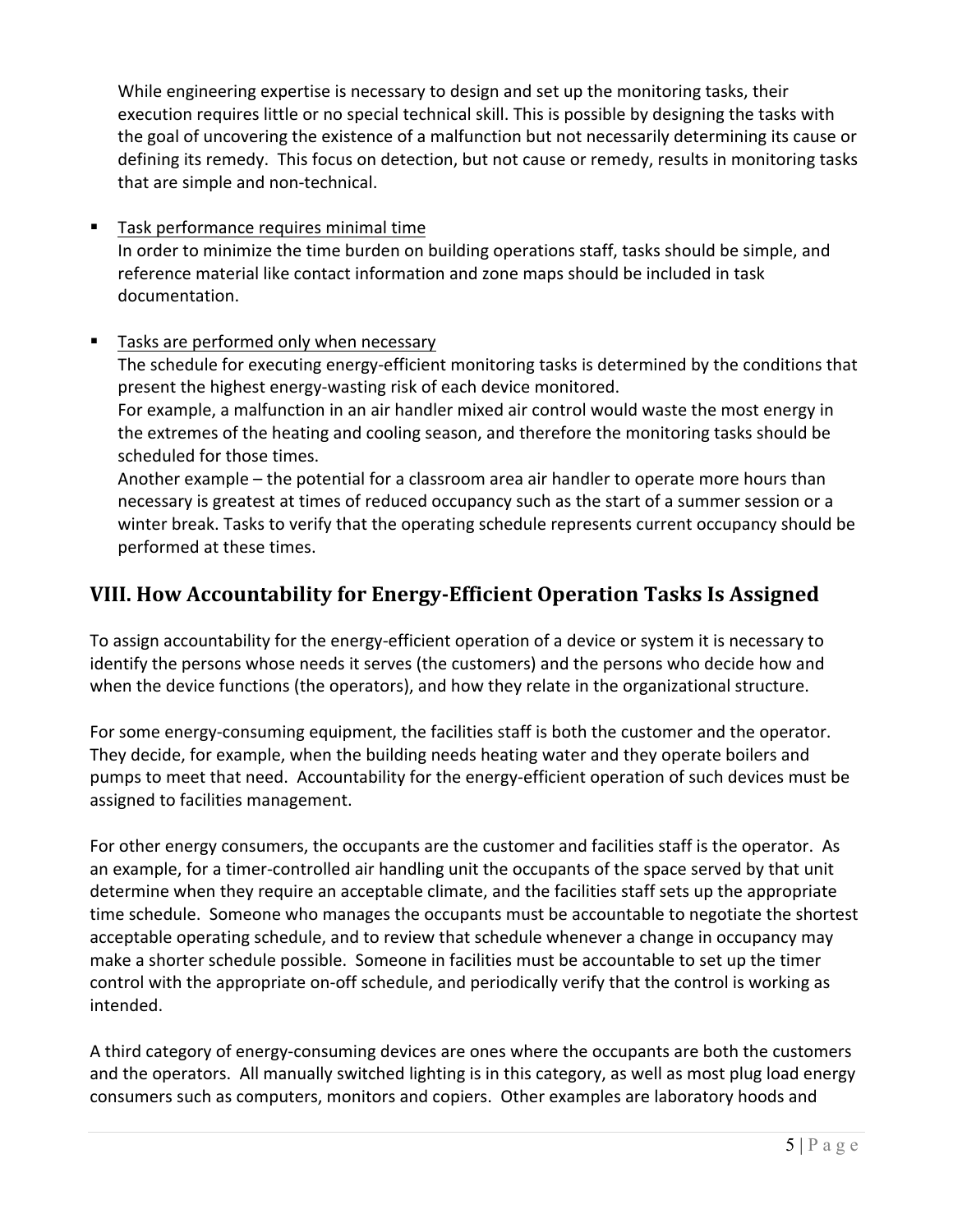While engineering expertise is necessary to design and set up the monitoring tasks, their execution requires little or no special technical skill. This is possible by designing the tasks with the goal of uncovering the existence of a malfunction but not necessarily determining its cause or defining its remedy. This focus on detection, but not cause or remedy, results in monitoring tasks that are simple and non-technical.

- <u>Task performance requires minimal time</u>
  In order to minimize the time burden on building operations staff, tasks should be simple, and reference material like contact information and zone maps should be included in task documentation.

- <u>Tasks are performed only when necessary</u>
  The schedule for executing energy-efficient monitoring tasks is determined by the conditions that present the highest energy-wasting risk of each device monitored.
  For example, a malfunction in an air handler mixed air control would waste the most energy in the extremes of the heating and cooling season, and therefore the monitoring tasks should be scheduled for those times.
  Another example – the potential for a classroom area air handler to operate more hours than necessary is greatest at times of reduced occupancy such as the start of a summer session or a winter break. Tasks to verify that the operating schedule represents current occupancy should be performed at these times.

## VIII. How Accountability for Energy-Efficient Operation Tasks Is Assigned

To assign accountability for the energy-efficient operation of a device or system it is necessary to identify the persons whose needs it serves (the customers) and the persons who decide how and when the device functions (the operators), and how they relate in the organizational structure.

For some energy-consuming equipment, the facilities staff is both the customer and the operator. They decide, for example, when the building needs heating water and they operate boilers and pumps to meet that need. Accountability for the energy-efficient operation of such devices must be assigned to facilities management.

For other energy consumers, the occupants are the customer and facilities staff is the operator. As an example, for a timer-controlled air handling unit the occupants of the space served by that unit determine when they require an acceptable climate, and the facilities staff sets up the appropriate time schedule. Someone who manages the occupants must be accountable to negotiate the shortest acceptable operating schedule, and to review that schedule whenever a change in occupancy may make a shorter schedule possible. Someone in facilities must be accountable to set up the timer control with the appropriate on-off schedule, and periodically verify that the control is working as intended.

A third category of energy-consuming devices are ones where the occupants are both the customers and the operators. All manually switched lighting is in this category, as well as most plug load energy consumers such as computers, monitors and copiers. Other examples are laboratory hoods and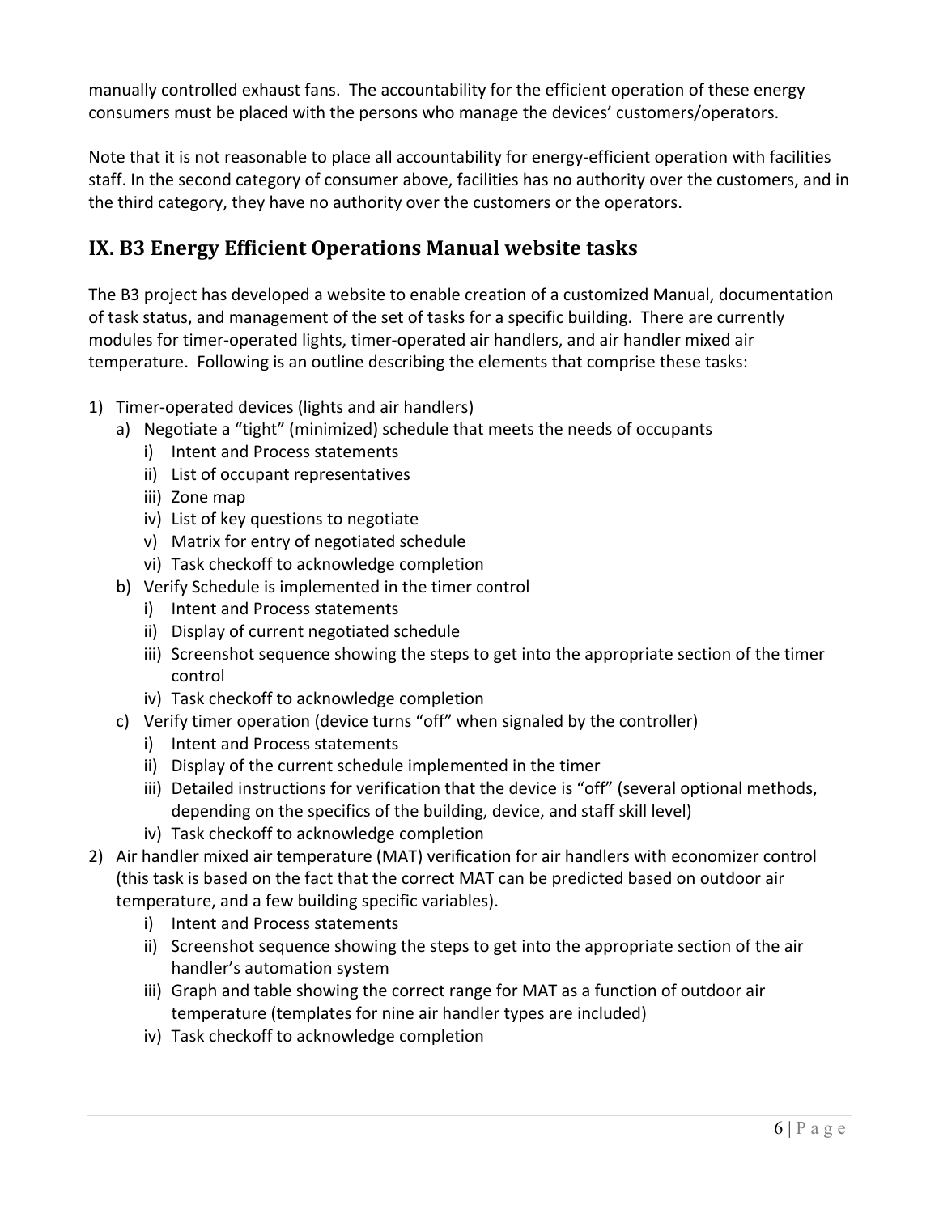manually controlled exhaust fans. The accountability for the efficient operation of these energy consumers must be placed with the persons who manage the devices' customers/operators.

Note that it is not reasonable to place all accountability for energy-efficient operation with facilities staff. In the second category of consumer above, facilities has no authority over the customers, and in the third category, they have no authority over the customers or the operators.

## IX. B3 Energy Efficient Operations Manual website tasks

The B3 project has developed a website to enable creation of a customized Manual, documentation of task status, and management of the set of tasks for a specific building. There are currently modules for timer-operated lights, timer-operated air handlers, and air handler mixed air temperature. Following is an outline describing the elements that comprise these tasks:

1) Timer-operated devices (lights and air handlers)
   a) Negotiate a "tight" (minimized) schedule that meets the needs of occupants
      i) Intent and Process statements
      ii) List of occupant representatives
      iii) Zone map
      iv) List of key questions to negotiate
      v) Matrix for entry of negotiated schedule
      vi) Task checkoff to acknowledge completion
   b) Verify Schedule is implemented in the timer control
      i) Intent and Process statements
      ii) Display of current negotiated schedule
      iii) Screenshot sequence showing the steps to get into the appropriate section of the timer control
      iv) Task checkoff to acknowledge completion
   c) Verify timer operation (device turns "off" when signaled by the controller)
      i) Intent and Process statements
      ii) Display of the current schedule implemented in the timer
      iii) Detailed instructions for verification that the device is "off" (several optional methods, depending on the specifics of the building, device, and staff skill level)
      iv) Task checkoff to acknowledge completion
2) Air handler mixed air temperature (MAT) verification for air handlers with economizer control (this task is based on the fact that the correct MAT can be predicted based on outdoor air temperature, and a few building specific variables).
      i) Intent and Process statements
      ii) Screenshot sequence showing the steps to get into the appropriate section of the air handler's automation system
      iii) Graph and table showing the correct range for MAT as a function of outdoor air temperature (templates for nine air handler types are included)
      iv) Task checkoff to acknowledge completion